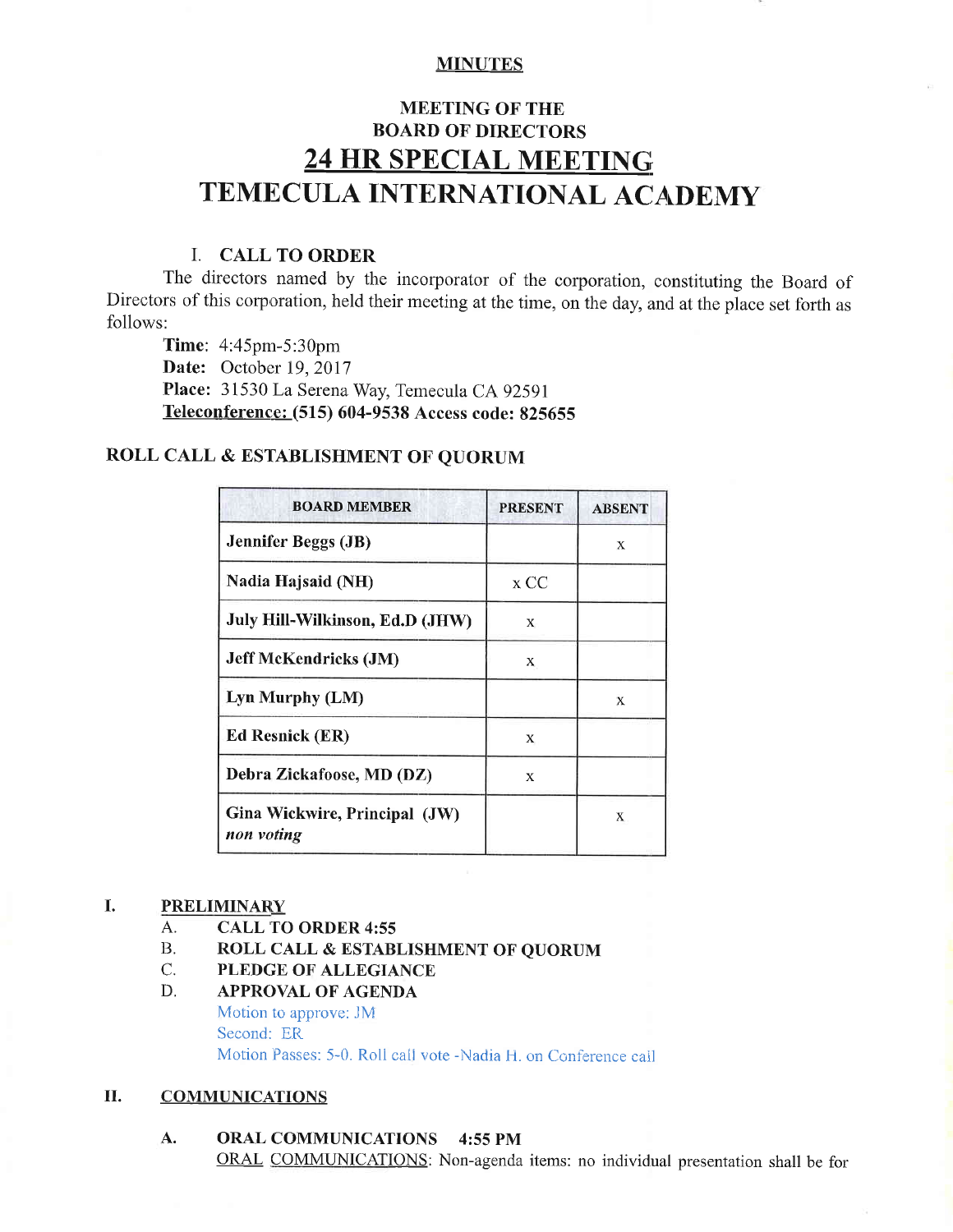**MINUTES**

## MEETING OF THE
## BOARD OF DIRECTORS
# 24 HR SPECIAL MEETING
# TEMECULA INTERNATIONAL ACADEMY

### I. CALL TO ORDER

The directors named by the incorporator of the corporation, constituting the Board of Directors of this corporation, held their meeting at the time, on the day, and at the place set forth as follows:

**Time**: 4:45pm-5:30pm
**Date:** October 19, 2017
**Place:** 31530 La Serena Way, Temecula CA 92591
**Teleconference: (515) 604-9538 Access code: 825655**

### ROLL CALL & ESTABLISHMENT OF QUORUM

| BOARD MEMBER | PRESENT | ABSENT |
|---|---|---|
| **Jennifer Beggs (JB)** | | x |
| **Nadia Hajsaid (NH)** | x CC | |
| **July Hill-Wilkinson, Ed.D (JHW)** | x | |
| **Jeff McKendricks (JM)** | x | |
| **Lyn Murphy (LM)** | | x |
| **Ed Resnick (ER)** | x | |
| **Debra Zickafoose, MD (DZ)** | x | |
| **Gina Wickwire, Principal (JW)** *non voting* | | x |

### I. PRELIMINARY

A. **CALL TO ORDER 4:55**

B. **ROLL CALL & ESTABLISHMENT OF QUORUM**

C. **PLEDGE OF ALLEGIANCE**

D. **APPROVAL OF AGENDA**
Motion to approve: JM
Second: ER
Motion Passes: 5-0. Roll call vote -Nadia H. on Conference call

### II. COMMUNICATIONS

A. **ORAL COMMUNICATIONS 4:55 PM**
ORAL COMMUNICATIONS: Non-agenda items: no individual presentation shall be for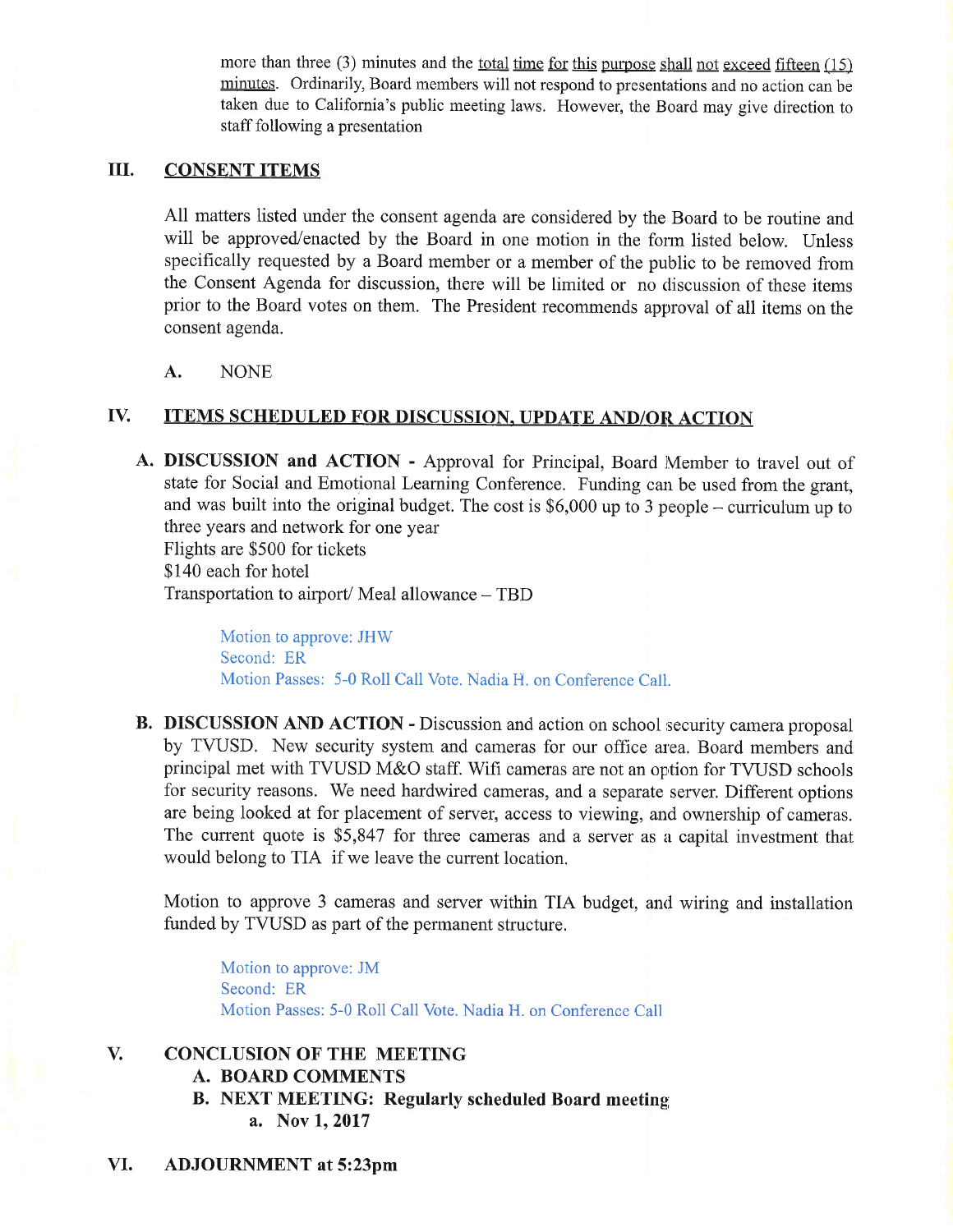more than three (3) minutes and the total time for this purpose shall not exceed fifteen (15) minutes. Ordinarily, Board members will not respond to presentations and no action can be taken due to California's public meeting laws. However, the Board may give direction to staff following a presentation

## III. CONSENT ITEMS

All matters listed under the consent agenda are considered by the Board to be routine and will be approved/enacted by the Board in one motion in the form listed below. Unless specifically requested by a Board member or a member of the public to be removed from the Consent Agenda for discussion, there will be limited or no discussion of these items prior to the Board votes on them. The President recommends approval of all items on the consent agenda.

**A.** NONE

## IV. ITEMS SCHEDULED FOR DISCUSSION, UPDATE AND/OR ACTION

**A. DISCUSSION and ACTION -** Approval for Principal, Board Member to travel out of state for Social and Emotional Learning Conference. Funding can be used from the grant, and was built into the original budget. The cost is $6,000 up to 3 people – curriculum up to three years and network for one year
Flights are $500 for tickets
$140 each for hotel
Transportation to airport/ Meal allowance – TBD

Motion to approve: JHW
Second: ER
Motion Passes: 5-0 Roll Call Vote. Nadia H. on Conference Call.

**B. DISCUSSION AND ACTION -** Discussion and action on school security camera proposal by TVUSD. New security system and cameras for our office area. Board members and principal met with TVUSD M&O staff. Wifi cameras are not an option for TVUSD schools for security reasons. We need hardwired cameras, and a separate server. Different options are being looked at for placement of server, access to viewing, and ownership of cameras. The current quote is $5,847 for three cameras and a server as a capital investment that would belong to TIA if we leave the current location.

Motion to approve 3 cameras and server within TIA budget, and wiring and installation funded by TVUSD as part of the permanent structure.

Motion to approve: JM
Second: ER
Motion Passes: 5-0 Roll Call Vote. Nadia H. on Conference Call

## V. CONCLUSION OF THE MEETING

**A. BOARD COMMENTS**

**B. NEXT MEETING: Regularly scheduled Board meeting**

**a. Nov 1, 2017**

## VI. ADJOURNMENT at 5:23pm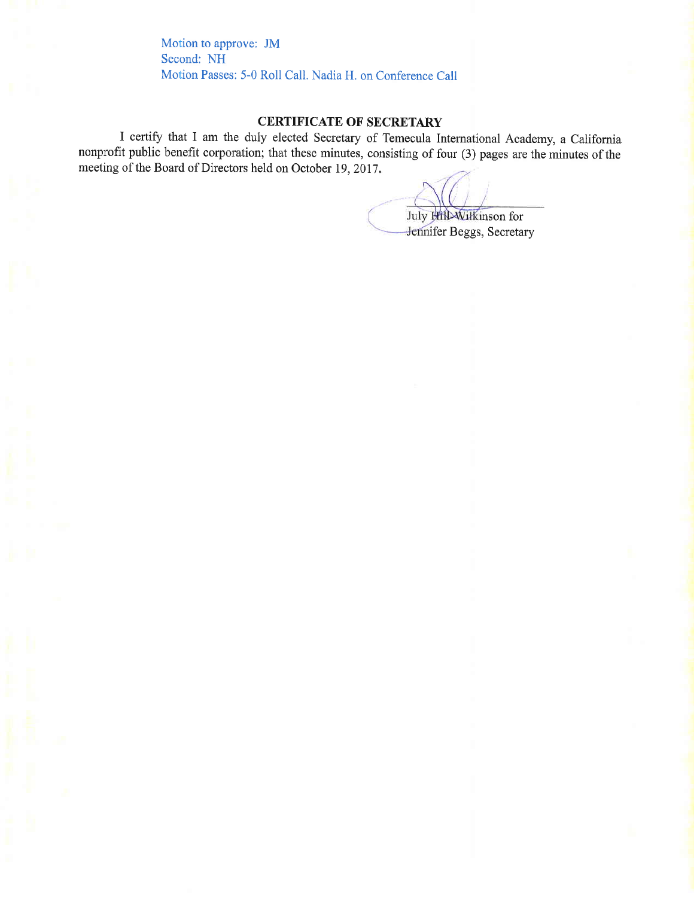Motion to approve: JM
Second: NH
Motion Passes: 5-0 Roll Call. Nadia H. on Conference Call

## CERTIFICATE OF SECRETARY

I certify that I am the duly elected Secretary of Temecula International Academy, a California nonprofit public benefit corporation; that these minutes, consisting of four (3) pages are the minutes of the meeting of the Board of Directors held on October 19, 2017.

July Hill-Wilkinson for
Jennifer Beggs, Secretary